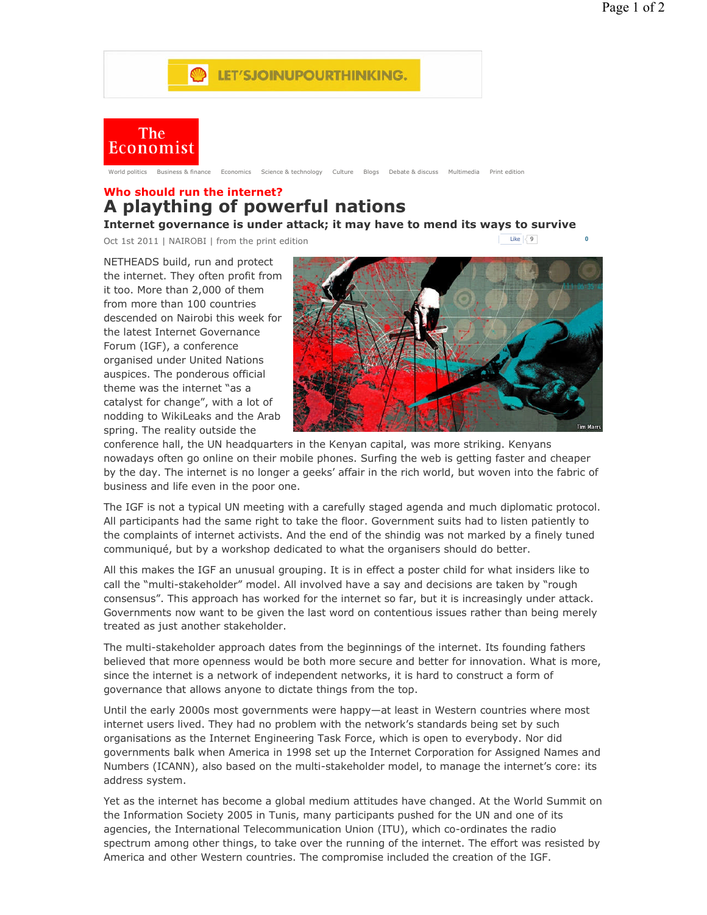LET'SJOINUPOURTHINKING.

The Economist

World politics Business & finance Economics Science & technology Culture Blogs Debate & discuss Multimedia Print edition

**Who should run the internet?**

# A plaything of powerful nations

## Internet governance is under attack; it may have to mend its ways to survive

Oct 1st 2011 | NAIROBI | from the print edition

NETHEADS build, run and protect the internet. They often profit from it too. More than 2,000 of them from more than 100 countries descended on Nairobi this week for the latest Internet Governance Forum (IGF), a conference organised under United Nations auspices. The ponderous official theme was the internet "as a catalyst for change", with a lot of nodding to WikiLeaks and the Arab spring. The reality outside the conference hall, the UN headquarters in the Kenyan capital, was more striking. Kenyans nowadays often go online on their mobile phones. Surfing the web is getting faster and cheaper by the day. The internet is no longer a geeks' affair in the rich world, but woven into the fabric of business and life even in the poor one.

The IGF is not a typical UN meeting with a carefully staged agenda and much diplomatic protocol. All participants had the same right to take the floor. Government suits had to listen patiently to the complaints of internet activists. And the end of the shindig was not marked by a finely tuned communiqué, but by a workshop dedicated to what the organisers should do better.

All this makes the IGF an unusual grouping. It is in effect a poster child for what insiders like to call the "multi-stakeholder" model. All involved have a say and decisions are taken by "rough consensus". This approach has worked for the internet so far, but it is increasingly under attack. Governments now want to be given the last word on contentious issues rather than being merely treated as just another stakeholder.

The multi-stakeholder approach dates from the beginnings of the internet. Its founding fathers believed that more openness would be both more secure and better for innovation. What is more, since the internet is a network of independent networks, it is hard to construct a form of governance that allows anyone to dictate things from the top.

Until the early 2000s most governments were happy—at least in Western countries where most internet users lived. They had no problem with the network's standards being set by such organisations as the Internet Engineering Task Force, which is open to everybody. Nor did governments balk when America in 1998 set up the Internet Corporation for Assigned Names and Numbers (ICANN), also based on the multi-stakeholder model, to manage the internet's core: its address system.

Yet as the internet has become a global medium attitudes have changed. At the World Summit on the Information Society 2005 in Tunis, many participants pushed for the UN and one of its agencies, the International Telecommunication Union (ITU), which co-ordinates the radio spectrum among other things, to take over the running of the internet. The effort was resisted by America and other Western countries. The compromise included the creation of the IGF.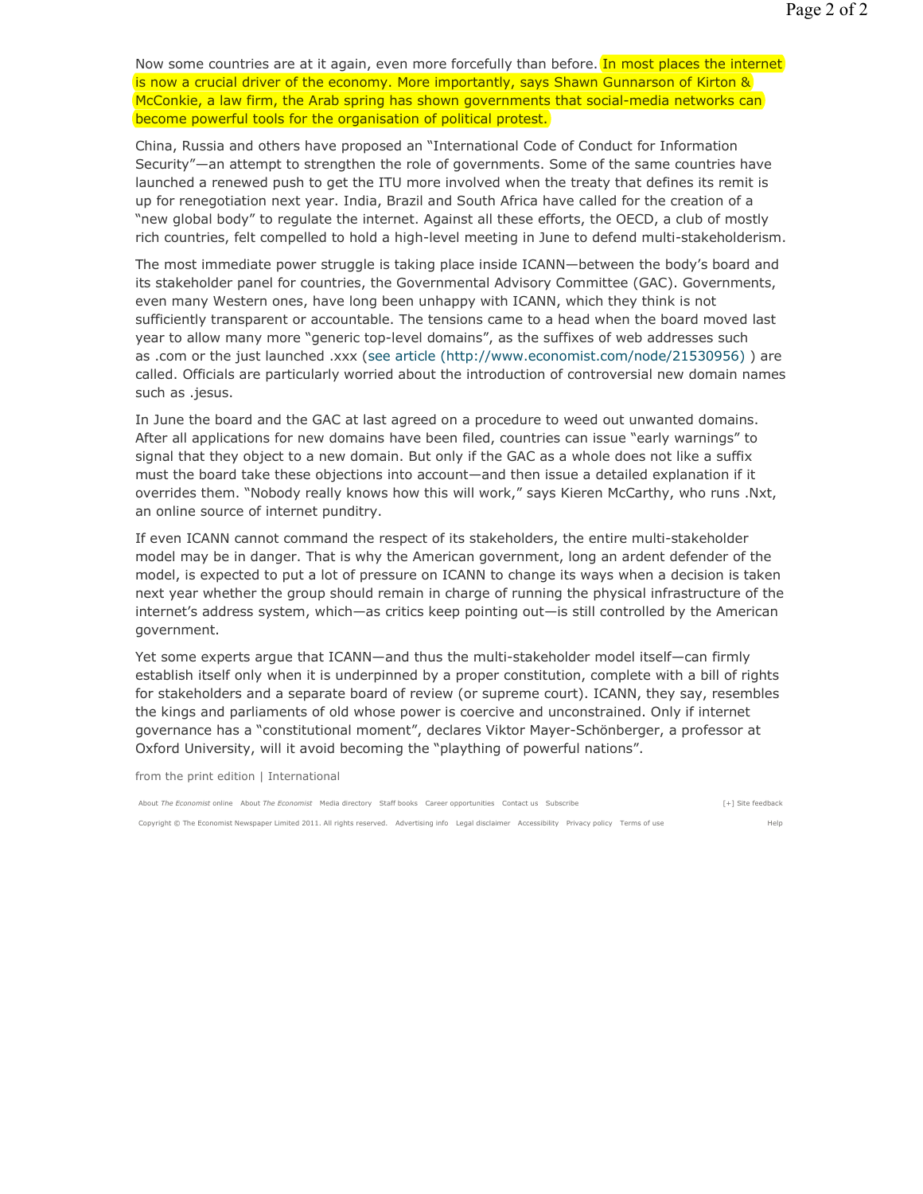Now some countries are at it again, even more forcefully than before. In most places the internet is now a crucial driver of the economy. More importantly, says Shawn Gunnarson of Kirton & McConkie, a law firm, the Arab spring has shown governments that social-media networks can become powerful tools for the organisation of political protest.

China, Russia and others have proposed an "International Code of Conduct for Information Security"—an attempt to strengthen the role of governments. Some of the same countries have launched a renewed push to get the ITU more involved when the treaty that defines its remit is up for renegotiation next year. India, Brazil and South Africa have called for the creation of a "new global body" to regulate the internet. Against all these efforts, the OECD, a club of mostly rich countries, felt compelled to hold a high-level meeting in June to defend multi-stakeholderism.

The most immediate power struggle is taking place inside ICANN—between the body's board and its stakeholder panel for countries, the Governmental Advisory Committee (GAC). Governments, even many Western ones, have long been unhappy with ICANN, which they think is not sufficiently transparent or accountable. The tensions came to a head when the board moved last year to allow many more "generic top-level domains", as the suffixes of web addresses such as .com or the just launched .xxx (see article (http://www.economist.com/node/21530956) ) are called. Officials are particularly worried about the introduction of controversial new domain names such as .jesus.

In June the board and the GAC at last agreed on a procedure to weed out unwanted domains. After all applications for new domains have been filed, countries can issue "early warnings" to signal that they object to a new domain. But only if the GAC as a whole does not like a suffix must the board take these objections into account—and then issue a detailed explanation if it overrides them. "Nobody really knows how this will work," says Kieren McCarthy, who runs .Nxt, an online source of internet punditry.

If even ICANN cannot command the respect of its stakeholders, the entire multi-stakeholder model may be in danger. That is why the American government, long an ardent defender of the model, is expected to put a lot of pressure on ICANN to change its ways when a decision is taken next year whether the group should remain in charge of running the physical infrastructure of the internet's address system, which—as critics keep pointing out—is still controlled by the American government.

Yet some experts argue that ICANN—and thus the multi-stakeholder model itself—can firmly establish itself only when it is underpinned by a proper constitution, complete with a bill of rights for stakeholders and a separate board of review (or supreme court). ICANN, they say, resembles the kings and parliaments of old whose power is coercive and unconstrained. Only if internet governance has a "constitutional moment", declares Viktor Mayer-Schönberger, a professor at Oxford University, will it avoid becoming the "plaything of powerful nations".

from the print edition | International